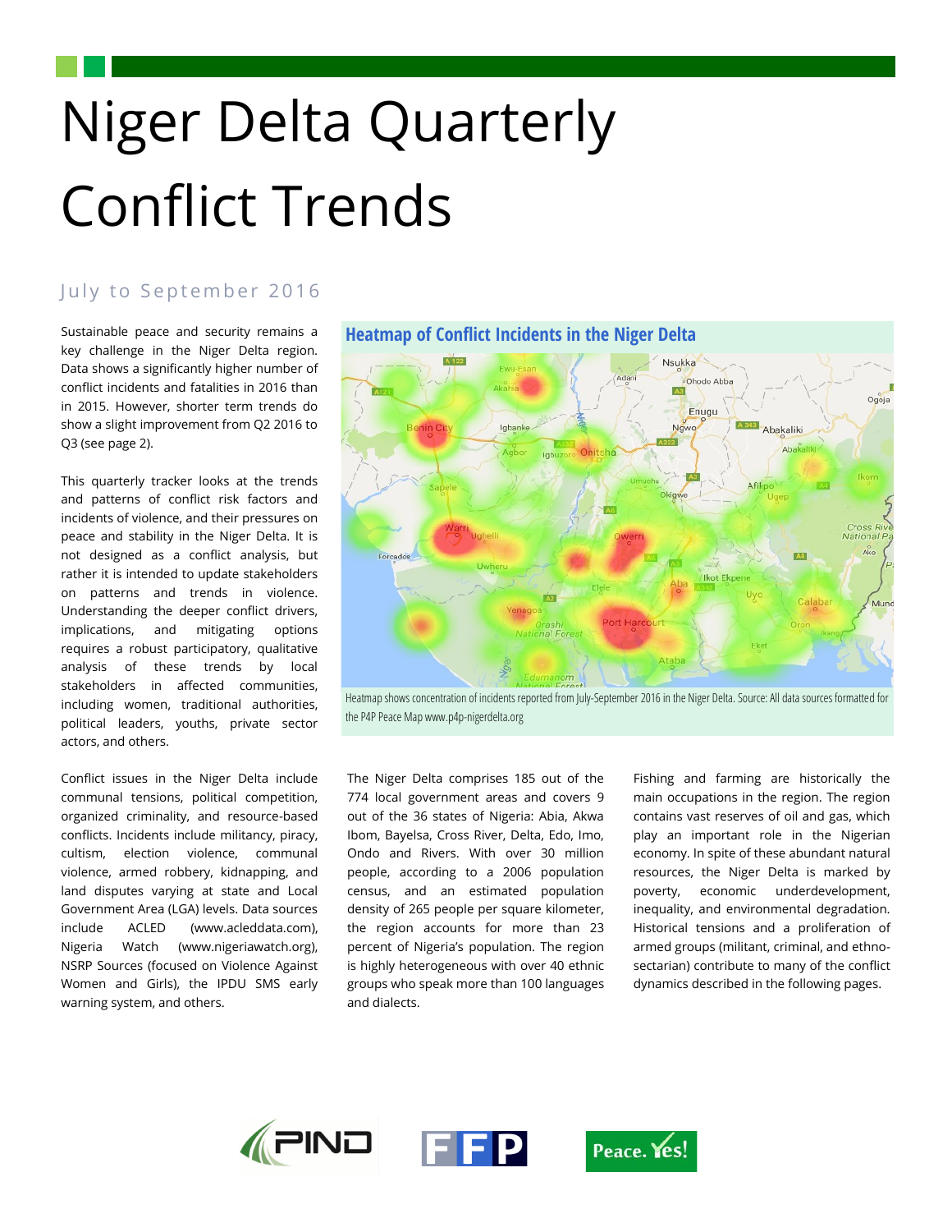# Niger Delta Quarterly Conflict Trends

## July to September 2016

Sustainable peace and security remains a key challenge in the Niger Delta region. Data shows a significantly higher number of conflict incidents and fatalities in 2016 than in 2015. However, shorter term trends do show a slight improvement from Q2 2016 to Q3 (see page 2).

This quarterly tracker looks at the trends and patterns of conflict risk factors and incidents of violence, and their pressures on peace and stability in the Niger Delta. It is not designed as a conflict analysis, but rather it is intended to update stakeholders on patterns and trends in violence. Understanding the deeper conflict drivers, implications, and mitigating options requires a robust participatory, qualitative analysis of these trends by local stakeholders in affected communities, including women, traditional authorities, political leaders, youths, private sector actors, and others.

Conflict issues in the Niger Delta include communal tensions, political competition, organized criminality, and resource-based conflicts. Incidents include militancy, piracy, cultism, election violence, communal violence, armed robbery, kidnapping, and land disputes varying at state and Local Government Area (LGA) levels. Data sources include ACLED (www.acleddata.com), Nigeria Watch (www.nigeriawatch.org), NSRP Sources (focused on Violence Against Women and Girls), the IPDU SMS early warning system, and others.

### Heatmap of Conflict Incidents in the Niger Delta

Heatmap shows concentration of incidents reported from July-September 2016 in the Niger Delta. Source: All data sources formatted for the P4P Peace Map www.p4p-nigerdelta.org

The Niger Delta comprises 185 out of the 774 local government areas and covers 9 out of the 36 states of Nigeria: Abia, Akwa Ibom, Bayelsa, Cross River, Delta, Edo, Imo, Ondo and Rivers. With over 30 million people, according to a 2006 population census, and an estimated population density of 265 people per square kilometer, the region accounts for more than 23 percent of Nigeria's population. The region is highly heterogeneous with over 40 ethnic groups who speak more than 100 languages and dialects.

Fishing and farming are historically the main occupations in the region. The region contains vast reserves of oil and gas, which play an important role in the Nigerian economy. In spite of these abundant natural resources, the Niger Delta is marked by poverty, economic underdevelopment, inequality, and environmental degradation. Historical tensions and a proliferation of armed groups (militant, criminal, and ethno-sectarian) contribute to many of the conflict dynamics described in the following pages.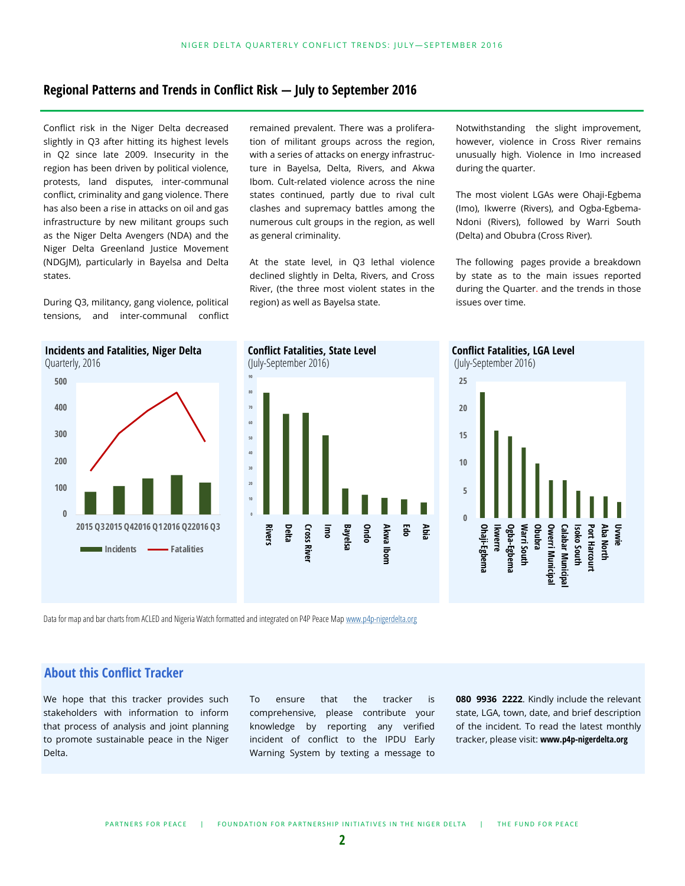## Regional Patterns and Trends in Conflict Risk — July to September 2016

Conflict risk in the Niger Delta decreased slightly in Q3 after hitting its highest levels in Q2 since late 2009. Insecurity in the region has been driven by political violence, protests, land disputes, inter-communal conflict, criminality and gang violence. There has also been a rise in attacks on oil and gas infrastructure by new militant groups such as the Niger Delta Avengers (NDA) and the Niger Delta Greenland Justice Movement (NDGJM), particularly in Bayelsa and Delta states.

During Q3, militancy, gang violence, political tensions, and inter-communal conflict remained prevalent. There was a proliferation of militant groups across the region, with a series of attacks on energy infrastructure in Bayelsa, Delta, Rivers, and Akwa Ibom. Cult-related violence across the nine states continued, partly due to rival cult clashes and supremacy battles among the numerous cult groups in the region, as well as general criminality.

At the state level, in Q3 lethal violence declined slightly in Delta, Rivers, and Cross River, (the three most violent states in the region) as well as Bayelsa state.

Notwithstanding the slight improvement, however, violence in Cross River remains unusually high. Violence in Imo increased during the quarter.

The most violent LGAs were Ohaji-Egbema (Imo), Ikwerre (Rivers), and Ogba-Egbema-Ndoni (Rivers), followed by Warri South (Delta) and Obubra (Cross River).

The following pages provide a breakdown by state as to the main issues reported during the Quarter. and the trends in those issues over time.

**Incidents and Fatalities, Niger Delta**
Quarterly, 2016

| Quarter | Incidents | Fatalities |
|---|---|---|
| 2015 Q3 | ~85 | ~165 |
| 2015 Q4 | ~105 | ~305 |
| 2016 Q1 | ~135 | ~385 |
| 2016 Q2 | ~148 | ~455 |
| 2016 Q3 | ~120 | ~275 |

**Conflict Fatalities, State Level**
(July-September 2016)

| State | Fatalities |
|---|---|
| Rivers | ~80 |
| Delta | ~66 |
| Cross River | ~67 |
| Imo | ~52 |
| Bayelsa | ~17 |
| Ondo | ~13 |
| Akwa Ibom | ~11 |
| Edo | ~10 |
| Abia | ~8 |

**Conflict Fatalities, LGA Level**
(July-September 2016)

| LGA | Fatalities |
|---|---|
| Ohaji-Egbema | 23 |
| Ikwerre | 16 |
| Ogba-Egbema | 15 |
| Warri South | 13 |
| Obubra | 10 |
| Owerri Municipal | 7 |
| Calabar Municipal | 7 |
| Isoko South | 5 |
| Port Harcourt | 4 |
| Aba North | 4 |
| Uvwie | 3 |

Data for map and bar charts from ACLED and Nigeria Watch formatted and integrated on P4P Peace Map www.p4p-nigerdelta.org

## About this Conflict Tracker

We hope that this tracker provides such stakeholders with information to inform that process of analysis and joint planning to promote sustainable peace in the Niger Delta.

To ensure that the tracker is comprehensive, please contribute your knowledge by reporting any verified incident of conflict to the IPDU Early Warning System by texting a message to **080 9936 2222**. Kindly include the relevant state, LGA, town, date, and brief description of the incident. To read the latest monthly tracker, please visit: **www.p4p-nigerdelta.org**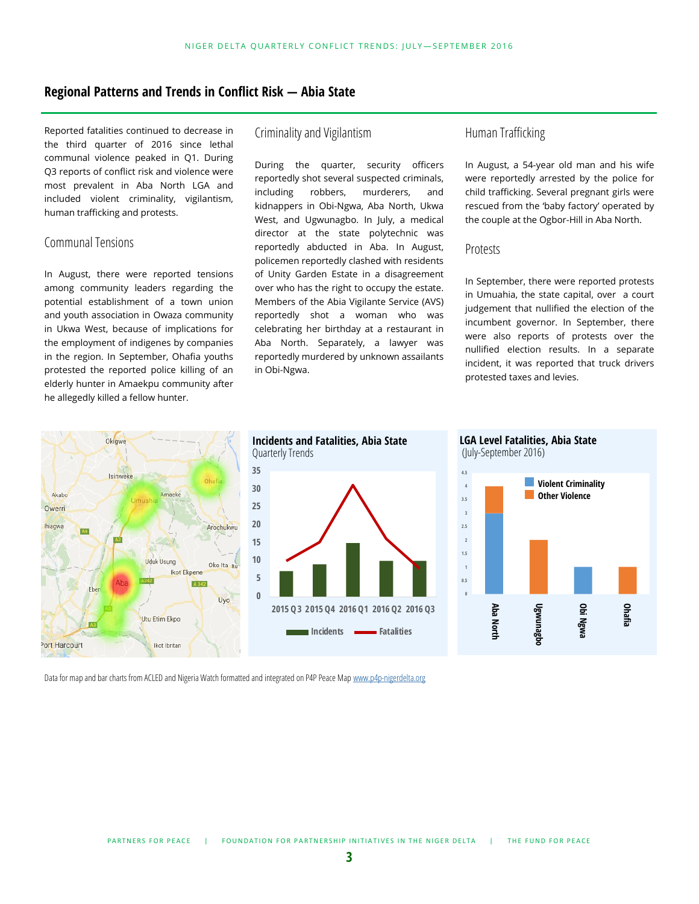## Regional Patterns and Trends in Conflict Risk — Abia State

Reported fatalities continued to decrease in the third quarter of 2016 since lethal communal violence peaked in Q1. During Q3 reports of conflict risk and violence were most prevalent in Aba North LGA and included violent criminality, vigilantism, human trafficking and protests.

### Communal Tensions

In August, there were reported tensions among community leaders regarding the potential establishment of a town union and youth association in Owaza community in Ukwa West, because of implications for the employment of indigenes by companies in the region. In September, Ohafia youths protested the reported police killing of an elderly hunter in Amaekpu community after he allegedly killed a fellow hunter.

### Criminality and Vigilantism

During the quarter, security officers reportedly shot several suspected criminals, including robbers, murderers, and kidnappers in Obi-Ngwa, Aba North, Ukwa West, and Ugwunagbo. In July, a medical director at the state polytechnic was reportedly abducted in Aba. In August, policemen reportedly clashed with residents of Unity Garden Estate in a disagreement over who has the right to occupy the estate. Members of the Abia Vigilante Service (AVS) reportedly shot a woman who was celebrating her birthday at a restaurant in Aba North. Separately, a lawyer was reportedly murdered by unknown assailants in Obi-Ngwa.

### Human Trafficking

In August, a 54-year old man and his wife were reportedly arrested by the police for child trafficking. Several pregnant girls were rescued from the 'baby factory' operated by the couple at the Ogbor-Hill in Aba North.

### Protests

In September, there were reported protests in Umuahia, the state capital, over a court judgement that nullified the election of the incumbent governor. In September, there were also reports of protests over the nullified election results. In a separate incident, it was reported that truck drivers protested taxes and levies.

**Incidents and Fatalities, Abia State**
Quarterly Trends

| Quarter | Incidents | Fatalities |
|---|---|---|
| 2015 Q3 | 7 | 10 |
| 2015 Q4 | 9 | 15 |
| 2016 Q1 | 15 | 31 |
| 2016 Q2 | 10 | 16 |
| 2016 Q3 | 10 | 8 |

**LGA Level Fatalities, Abia State**
(July-September 2016)

| LGA | Violent Criminality | Other Violence |
|---|---|---|
| Aba North | 3 | 1 |
| Ugwunagbo | 0 | 2 |
| Obi Ngwa | 1 | 0 |
| Ohafia | 0 | 1 |

Data for map and bar charts from ACLED and Nigeria Watch formatted and integrated on P4P Peace Map www.p4p-nigerdelta.org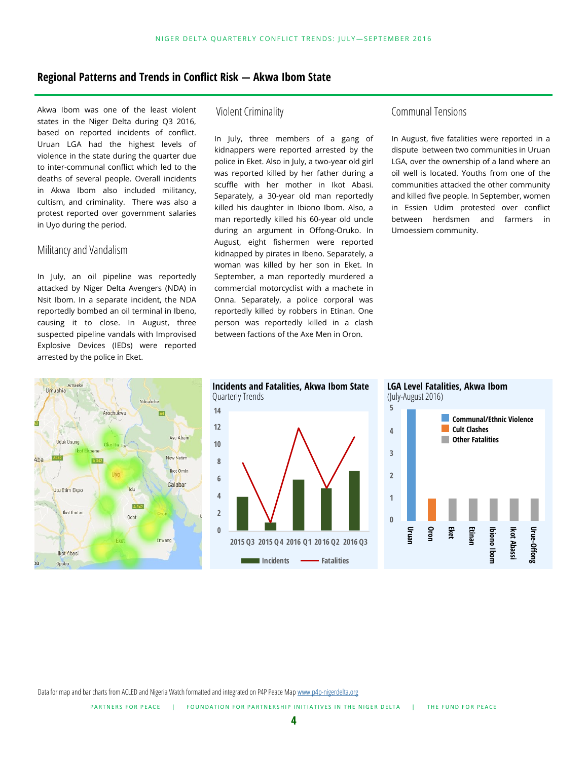## Regional Patterns and Trends in Conflict Risk — Akwa Ibom State

Akwa Ibom was one of the least violent states in the Niger Delta during Q3 2016, based on reported incidents of conflict. Uruan LGA had the highest levels of violence in the state during the quarter due to inter-communal conflict which led to the deaths of several people. Overall incidents in Akwa Ibom also included militancy, cultism, and criminality. There was also a protest reported over government salaries in Uyo during the period.

### Militancy and Vandalism

In July, an oil pipeline was reportedly attacked by Niger Delta Avengers (NDA) in Nsit Ibom. In a separate incident, the NDA reportedly bombed an oil terminal in Ibeno, causing it to close. In August, three suspected pipeline vandals with Improvised Explosive Devices (IEDs) were reported arrested by the police in Eket.

### Violent Criminality

In July, three members of a gang of kidnappers were reported arrested by the police in Eket. Also in July, a two-year old girl was reported killed by her father during a scuffle with her mother in Ikot Abasi. Separately, a 30-year old man reportedly killed his daughter in Ibiono Ibom. Also, a man reportedly killed his 60-year old uncle during an argument in Offong-Oruko. In August, eight fishermen were reported kidnapped by pirates in Ibeno. Separately, a woman was killed by her son in Eket. In September, a man reportedly murdered a commercial motorcyclist with a machete in Onna. Separately, a police corporal was reportedly killed by robbers in Etinan. One person was reportedly killed in a clash between factions of the Axe Men in Oron.

### Communal Tensions

In August, five fatalities were reported in a dispute between two communities in Uruan LGA, over the ownership of a land where an oil well is located. Youths from one of the communities attacked the other community and killed five people. In September, women in Essien Udim protested over conflict between herdsmen and farmers in Umoessiem community.

**Incidents and Fatalities, Akwa Ibom State**
Quarterly Trends

| Quarter | Incidents | Fatalities |
|---|---|---|
| 2015 Q3 | 4 | 8 |
| 2015 Q4 | 1 | 1 |
| 2016 Q1 | 6 | 12 |
| 2016 Q2 | 5 | 5 |
| 2016 Q3 | 7 | 11 |

**LGA Level Fatalities, Akwa Ibom**
(July-August 2016)

| LGA | Fatalities | Type |
|---|---|---|
| Uruan | 5 | Communal/Ethnic Violence |
| Oron | 1 | Cult Clashes |
| Eket | 1 | Other Fatalities |
| Etinan | 1 | Other Fatalities |
| Ibiono Ibom | 1 | Other Fatalities |
| Ikot Abassi | 1 | Other Fatalities |
| Urue-Offong | 1 | Other Fatalities |

Data for map and bar charts from ACLED and Nigeria Watch formatted and integrated on P4P Peace Map www.p4p-nigerdelta.org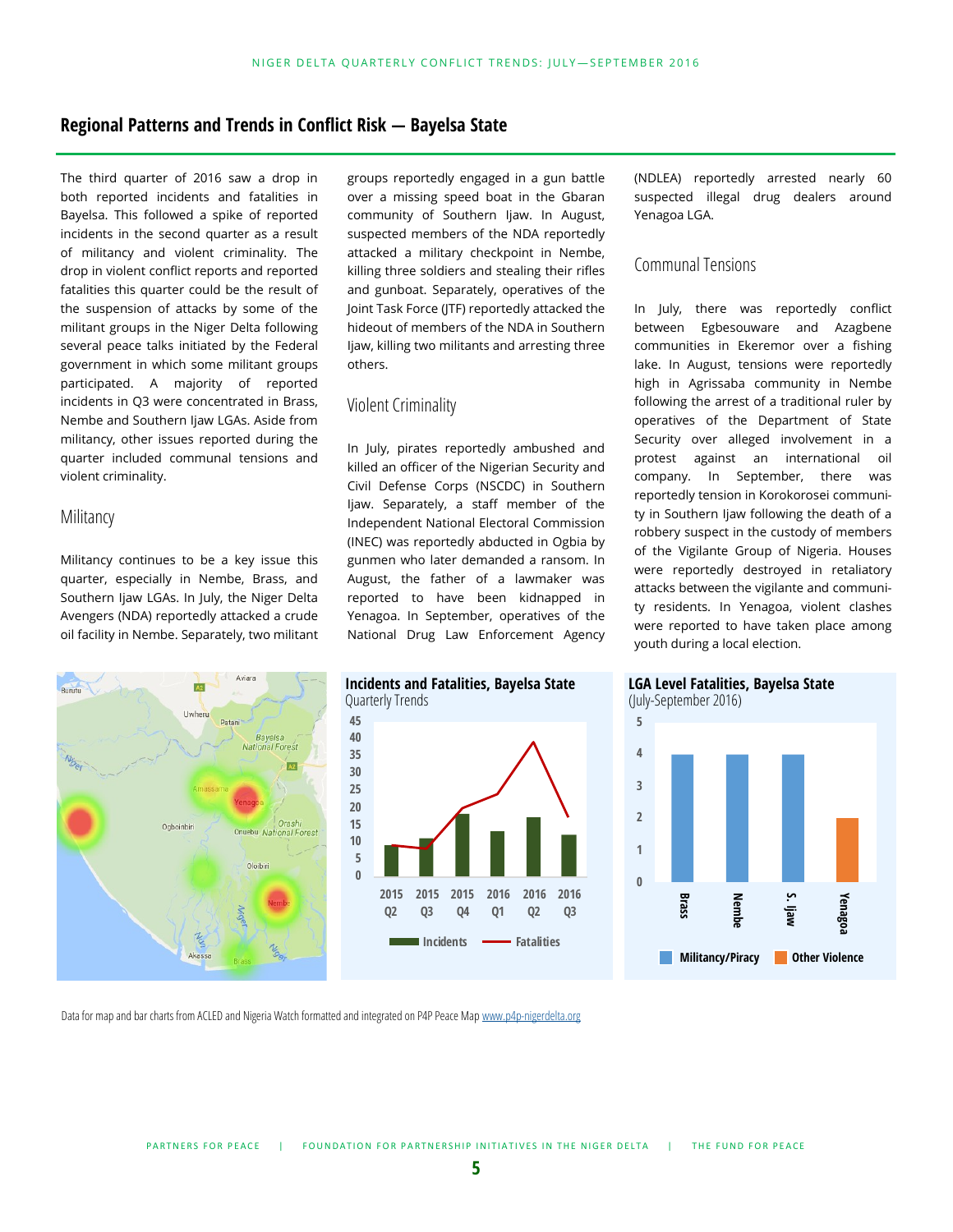## Regional Patterns and Trends in Conflict Risk — Bayelsa State

The third quarter of 2016 saw a drop in both reported incidents and fatalities in Bayelsa. This followed a spike of reported incidents in the second quarter as a result of militancy and violent criminality. The drop in violent conflict reports and reported fatalities this quarter could be the result of the suspension of attacks by some of the militant groups in the Niger Delta following several peace talks initiated by the Federal government in which some militant groups participated. A majority of reported incidents in Q3 were concentrated in Brass, Nembe and Southern Ijaw LGAs. Aside from militancy, other issues reported during the quarter included communal tensions and violent criminality.

### Militancy

Militancy continues to be a key issue this quarter, especially in Nembe, Brass, and Southern Ijaw LGAs. In July, the Niger Delta Avengers (NDA) reportedly attacked a crude oil facility in Nembe. Separately, two militant groups reportedly engaged in a gun battle over a missing speed boat in the Gbaran community of Southern Ijaw. In August, suspected members of the NDA reportedly attacked a military checkpoint in Nembe, killing three soldiers and stealing their rifles and gunboat. Separately, operatives of the Joint Task Force (JTF) reportedly attacked the hideout of members of the NDA in Southern Ijaw, killing two militants and arresting three others.

### Violent Criminality

In July, pirates reportedly ambushed and killed an officer of the Nigerian Security and Civil Defense Corps (NSCDC) in Southern Ijaw. Separately, a staff member of the Independent National Electoral Commission (INEC) was reportedly abducted in Ogbia by gunmen who later demanded a ransom. In August, the father of a lawmaker was reported to have been kidnapped in Yenagoa. In September, operatives of the National Drug Law Enforcement Agency (NDLEA) reportedly arrested nearly 60 suspected illegal drug dealers around Yenagoa LGA.

### Communal Tensions

In July, there was reportedly conflict between Egbesouware and Azagbene communities in Ekeremor over a fishing lake. In August, tensions were reportedly high in Agrissaba community in Nembe following the arrest of a traditional ruler by operatives of the Department of State Security over alleged involvement in a protest against an international oil company. In September, there was reportedly tension in Korokorosei community in Southern Ijaw following the death of a robbery suspect in the custody of members of the Vigilante Group of Nigeria. Houses were reportedly destroyed in retaliatory attacks between the vigilante and community residents. In Yenagoa, violent clashes were reported to have taken place among youth during a local election.

**Incidents and Fatalities, Bayelsa State**
Quarterly Trends

**LGA Level Fatalities, Bayelsa State**
(July-September 2016)

Data for map and bar charts from ACLED and Nigeria Watch formatted and integrated on P4P Peace Map www.p4p-nigerdelta.org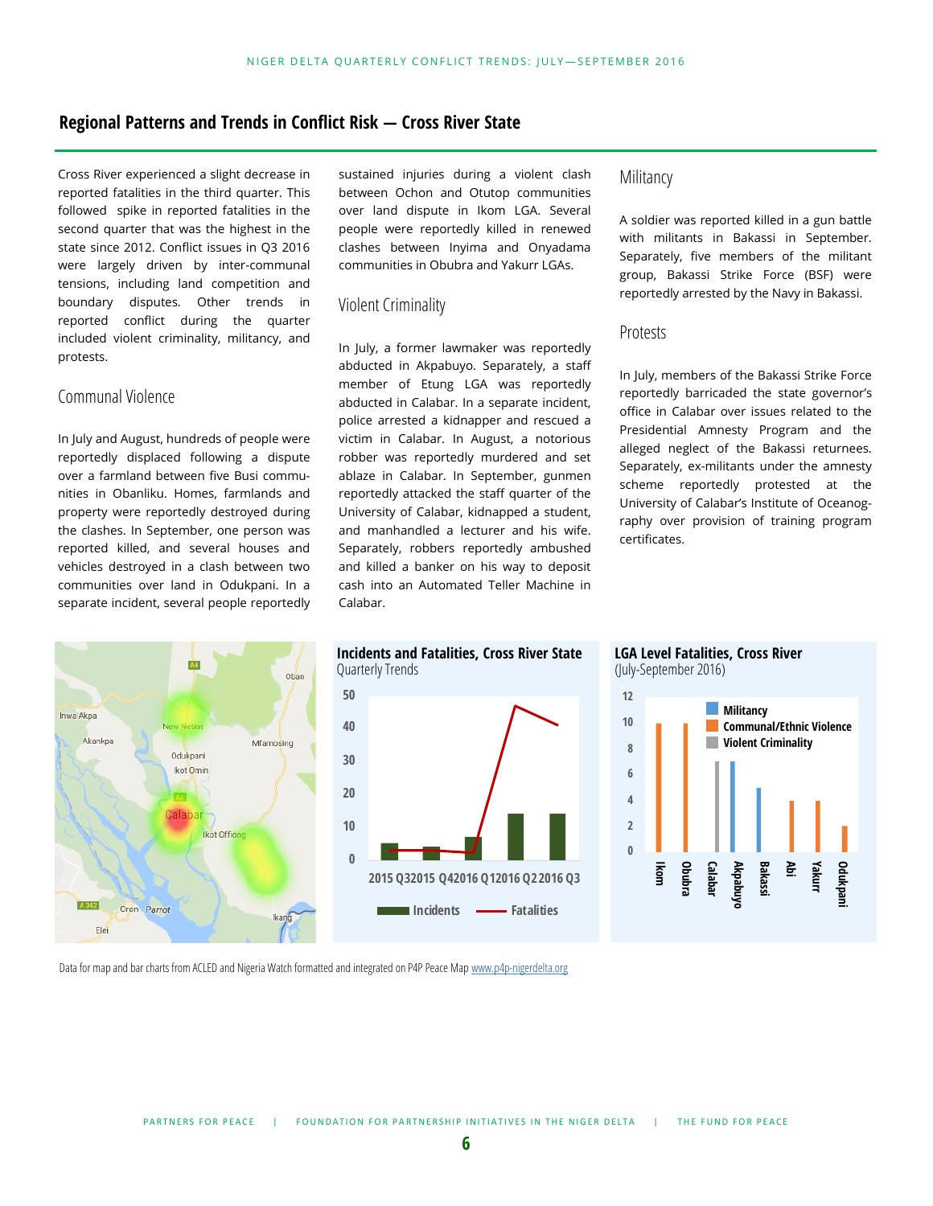## Regional Patterns and Trends in Conflict Risk — Cross River State

Cross River experienced a slight decrease in reported fatalities in the third quarter. This followed spike in reported fatalities in the second quarter that was the highest in the state since 2012. Conflict issues in Q3 2016 were largely driven by inter-communal tensions, including land competition and boundary disputes. Other trends in reported conflict during the quarter included violent criminality, militancy, and protests.

### Communal Violence

In July and August, hundreds of people were reportedly displaced following a dispute over a farmland between five Busi communities in Obanliku. Homes, farmlands and property were reportedly destroyed during the clashes. In September, one person was reported killed, and several houses and vehicles destroyed in a clash between two communities over land in Odukpani. In a separate incident, several people reportedly sustained injuries during a violent clash between Ochon and Otutop communities over land dispute in Ikom LGA. Several people were reportedly killed in renewed clashes between Inyima and Onyadama communities in Obubra and Yakurr LGAs.

### Violent Criminality

In July, a former lawmaker was reportedly abducted in Akpabuyo. Separately, a staff member of Etung LGA was reportedly abducted in Calabar. In a separate incident, police arrested a kidnapper and rescued a victim in Calabar. In August, a notorious robber was reportedly murdered and set ablaze in Calabar. In September, gunmen reportedly attacked the staff quarter of the University of Calabar, kidnapped a student, and manhandled a lecturer and his wife. Separately, robbers reportedly ambushed and killed a banker on his way to deposit cash into an Automated Teller Machine in Calabar.

### Militancy

A soldier was reported killed in a gun battle with militants in Bakassi in September. Separately, five members of the militant group, Bakassi Strike Force (BSF) were reportedly arrested by the Navy in Bakassi.

### Protests

In July, members of the Bakassi Strike Force reportedly barricaded the state governor's office in Calabar over issues related to the Presidential Amnesty Program and the alleged neglect of the Bakassi returnees. Separately, ex-militants under the amnesty scheme reportedly protested at the University of Calabar's Institute of Oceanography over provision of training program certificates.

**Incidents and Fatalities, Cross River State**
Quarterly Trends

**LGA Level Fatalities, Cross River**
(July-September 2016)

Data for map and bar charts from ACLED and Nigeria Watch formatted and integrated on P4P Peace Map www.p4p-nigerdelta.org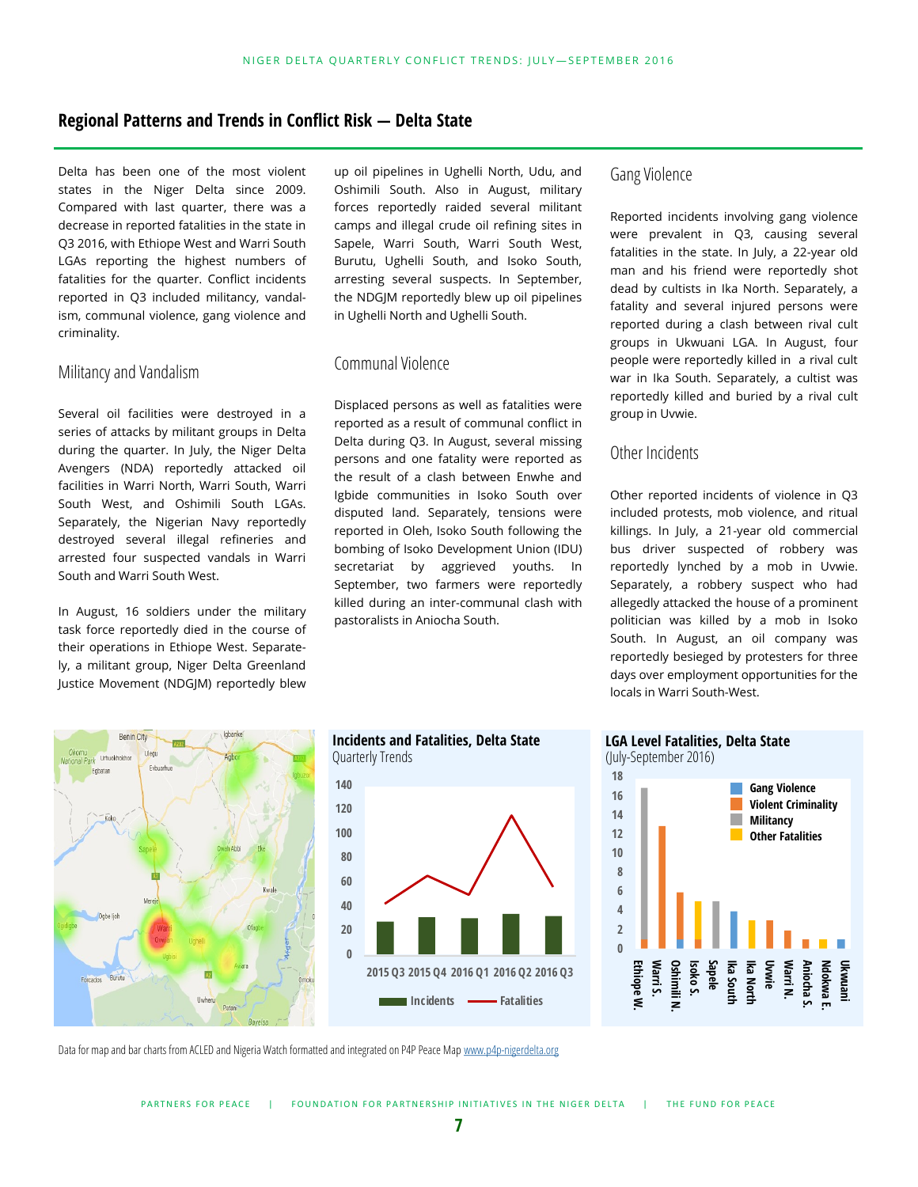## Regional Patterns and Trends in Conflict Risk — Delta State

Delta has been one of the most violent states in the Niger Delta since 2009. Compared with last quarter, there was a decrease in reported fatalities in the state in Q3 2016, with Ethiope West and Warri South LGAs reporting the highest numbers of fatalities for the quarter. Conflict incidents reported in Q3 included militancy, vandalism, communal violence, gang violence and criminality.

### Militancy and Vandalism

Several oil facilities were destroyed in a series of attacks by militant groups in Delta during the quarter. In July, the Niger Delta Avengers (NDA) reportedly attacked oil facilities in Warri North, Warri South, Warri South West, and Oshimili South LGAs. Separately, the Nigerian Navy reportedly destroyed several illegal refineries and arrested four suspected vandals in Warri South and Warri South West.

In August, 16 soldiers under the military task force reportedly died in the course of their operations in Ethiope West. Separately, a militant group, Niger Delta Greenland Justice Movement (NDGJM) reportedly blew up oil pipelines in Ughelli North, Udu, and Oshimili South. Also in August, military forces reportedly raided several militant camps and illegal crude oil refining sites in Sapele, Warri South, Warri South West, Burutu, Ughelli South, and Isoko South, arresting several suspects. In September, the NDGJM reportedly blew up oil pipelines in Ughelli North and Ughelli South.

### Communal Violence

Displaced persons as well as fatalities were reported as a result of communal conflict in Delta during Q3. In August, several missing persons and one fatality were reported as the result of a clash between Enwhe and Igbide communities in Isoko South over disputed land. Separately, tensions were reported in Oleh, Isoko South following the bombing of Isoko Development Union (IDU) secretariat by aggrieved youths. In September, two farmers were reportedly killed during an inter-communal clash with pastoralists in Aniocha South.

### Gang Violence

Reported incidents involving gang violence were prevalent in Q3, causing several fatalities in the state. In July, a 22-year old man and his friend were reportedly shot dead by cultists in Ika North. Separately, a fatality and several injured persons were reported during a clash between rival cult groups in Ukwuani LGA. In August, four people were reportedly killed in a rival cult war in Ika South. Separately, a cultist was reportedly killed and buried by a rival cult group in Uvwie.

### Other Incidents

Other reported incidents of violence in Q3 included protests, mob violence, and ritual killings. In July, a 21-year old commercial bus driver suspected of robbery was reportedly lynched by a mob in Uvwie. Separately, a robbery suspect who had allegedly attacked the house of a prominent politician was killed by a mob in Isoko South. In August, an oil company was reportedly besieged by protesters for three days over employment opportunities for the locals in Warri South-West.

**Incidents and Fatalities, Delta State**
Quarterly Trends

**LGA Level Fatalities, Delta State**
(July-September 2016)

Data for map and bar charts from ACLED and Nigeria Watch formatted and integrated on P4P Peace Map www.p4p-nigerdelta.org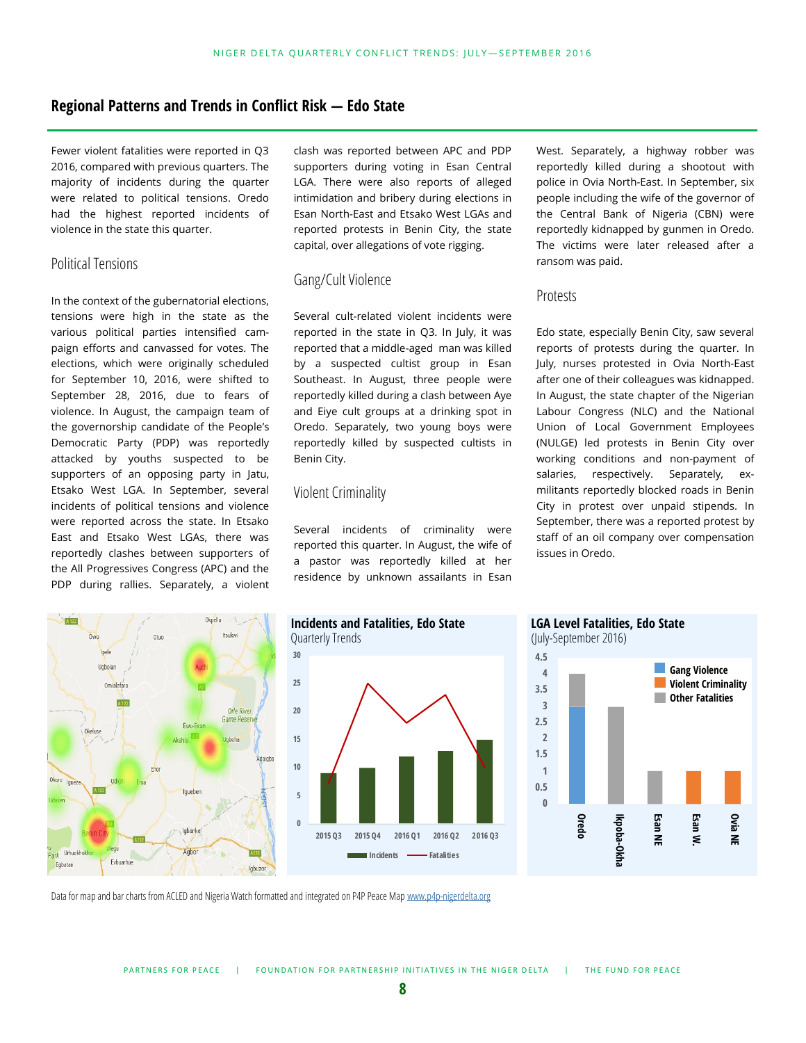## Regional Patterns and Trends in Conflict Risk — Edo State

Fewer violent fatalities were reported in Q3 2016, compared with previous quarters. The majority of incidents during the quarter were related to political tensions. Oredo had the highest reported incidents of violence in the state this quarter.

### Political Tensions

In the context of the gubernatorial elections, tensions were high in the state as the various political parties intensified campaign efforts and canvassed for votes. The elections, which were originally scheduled for September 10, 2016, were shifted to September 28, 2016, due to fears of violence. In August, the campaign team of the governorship candidate of the People's Democratic Party (PDP) was reportedly attacked by youths suspected to be supporters of an opposing party in Jatu, Etsako West LGA. In September, several incidents of political tensions and violence were reported across the state. In Etsako East and Etsako West LGAs, there was reportedly clashes between supporters of the All Progressives Congress (APC) and the PDP during rallies. Separately, a violent clash was reported between APC and PDP supporters during voting in Esan Central LGA. There were also reports of alleged intimidation and bribery during elections in Esan North-East and Etsako West LGAs and reported protests in Benin City, the state capital, over allegations of vote rigging.

### Gang/Cult Violence

Several cult-related violent incidents were reported in the state in Q3. In July, it was reported that a middle-aged man was killed by a suspected cultist group in Esan Southeast. In August, three people were reportedly killed during a clash between Aye and Eiye cult groups at a drinking spot in Oredo. Separately, two young boys were reportedly killed by suspected cultists in Benin City.

### Violent Criminality

Several incidents of criminality were reported this quarter. In August, the wife of a pastor was reportedly killed at her residence by unknown assailants in Esan West. Separately, a highway robber was reportedly killed during a shootout with police in Ovia North-East. In September, six people including the wife of the governor of the Central Bank of Nigeria (CBN) were reportedly kidnapped by gunmen in Oredo. The victims were later released after a ransom was paid.

### Protests

Edo state, especially Benin City, saw several reports of protests during the quarter. In July, nurses protested in Ovia North-East after one of their colleagues was kidnapped. In August, the state chapter of the Nigerian Labour Congress (NLC) and the National Union of Local Government Employees (NULGE) led protests in Benin City over working conditions and non-payment of salaries, respectively. Separately, ex-militants reportedly blocked roads in Benin City in protest over unpaid stipends. In September, there was a reported protest by staff of an oil company over compensation issues in Oredo.

**Incidents and Fatalities, Edo State**
Quarterly Trends

**LGA Level Fatalities, Edo State**
(July-September 2016)

Data for map and bar charts from ACLED and Nigeria Watch formatted and integrated on P4P Peace Map www.p4p-nigerdelta.org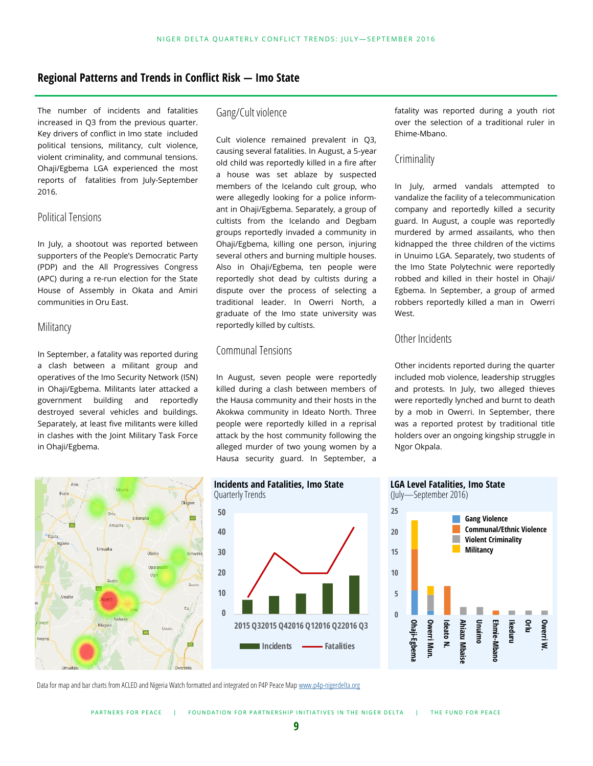## Regional Patterns and Trends in Conflict Risk — Imo State

The number of incidents and fatalities increased in Q3 from the previous quarter. Key drivers of conflict in Imo state included political tensions, militancy, cult violence, violent criminality, and communal tensions. Ohaji/Egbema LGA experienced the most reports of fatalities from July-September 2016.

### Political Tensions

In July, a shootout was reported between supporters of the People's Democratic Party (PDP) and the All Progressives Congress (APC) during a re-run election for the State House of Assembly in Okata and Amiri communities in Oru East.

### Militancy

In September, a fatality was reported during a clash between a militant group and operatives of the Imo Security Network (ISN) in Ohaji/Egbema. Militants later attacked a government building and reportedly destroyed several vehicles and buildings. Separately, at least five militants were killed in clashes with the Joint Military Task Force in Ohaji/Egbema.

### Gang/Cult violence

Cult violence remained prevalent in Q3, causing several fatalities. In August, a 5-year old child was reportedly killed in a fire after a house was set ablaze by suspected members of the Icelando cult group, who were allegedly looking for a police informant in Ohaji/Egbema. Separately, a group of cultists from the Icelando and Degbam groups reportedly invaded a community in Ohaji/Egbema, killing one person, injuring several others and burning multiple houses. Also in Ohaji/Egbema, ten people were reportedly shot dead by cultists during a dispute over the process of selecting a traditional leader. In Owerri North, a graduate of the Imo state university was reportedly killed by cultists.

### Communal Tensions

In August, seven people were reportedly killed during a clash between members of the Hausa community and their hosts in the Akokwa community in Ideato North. Three people were reportedly killed in a reprisal attack by the host community following the alleged murder of two young women by a Hausa security guard. In September, a fatality was reported during a youth riot over the selection of a traditional ruler in Ehime-Mbano.

### Criminality

In July, armed vandals attempted to vandalize the facility of a telecommunication company and reportedly killed a security guard. In August, a couple was reportedly murdered by armed assailants, who then kidnapped the three children of the victims in Unuimo LGA. Separately, two students of the Imo State Polytechnic were reportedly robbed and killed in their hostel in Ohaji/Egbema. In September, a group of armed robbers reportedly killed a man in Owerri West.

### Other Incidents

Other incidents reported during the quarter included mob violence, leadership struggles and protests. In July, two alleged thieves were reportedly lynched and burnt to death by a mob in Owerri. In September, there was a reported protest by traditional title holders over an ongoing kingship struggle in Ngor Okpala.

**Incidents and Fatalities, Imo State**
Quarterly Trends

**LGA Level Fatalities, Imo State**
(July—September 2016)

Data for map and bar charts from ACLED and Nigeria Watch formatted and integrated on P4P Peace Map www.p4p-nigerdelta.org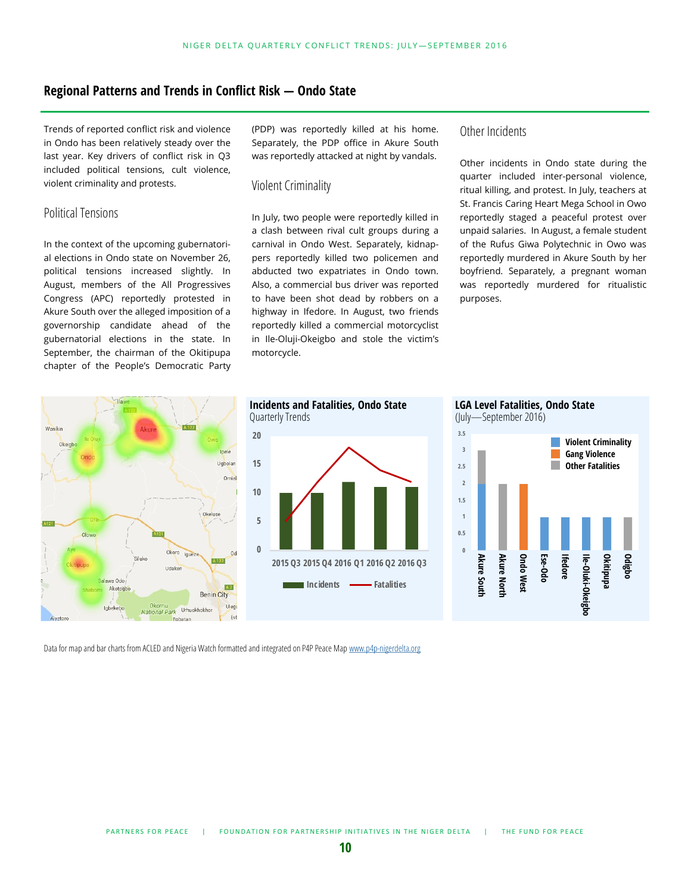## Regional Patterns and Trends in Conflict Risk — Ondo State

Trends of reported conflict risk and violence in Ondo has been relatively steady over the last year. Key drivers of conflict risk in Q3 included political tensions, cult violence, violent criminality and protests.

### Political Tensions

In the context of the upcoming gubernatorial elections in Ondo state on November 26, political tensions increased slightly. In August, members of the All Progressives Congress (APC) reportedly protested in Akure South over the alleged imposition of a governorship candidate ahead of the gubernatorial elections in the state. In September, the chairman of the Okitipupa chapter of the People's Democratic Party (PDP) was reportedly killed at his home. Separately, the PDP office in Akure South was reportedly attacked at night by vandals.

### Violent Criminality

In July, two people were reportedly killed in a clash between rival cult groups during a carnival in Ondo West. Separately, kidnappers reportedly killed two policemen and abducted two expatriates in Ondo town. Also, a commercial bus driver was reported to have been shot dead by robbers on a highway in Ifedore. In August, two friends reportedly killed a commercial motorcyclist in Ile-Oluji-Okeigbo and stole the victim's motorcycle.

### Other Incidents

Other incidents in Ondo state during the quarter included inter-personal violence, ritual killing, and protest. In July, teachers at St. Francis Caring Heart Mega School in Owo reportedly staged a peaceful protest over unpaid salaries. In August, a female student of the Rufus Giwa Polytechnic in Owo was reportedly murdered in Akure South by her boyfriend. Separately, a pregnant woman was reportedly murdered for ritualistic purposes.

**Incidents and Fatalities, Ondo State**
Quarterly Trends

**LGA Level Fatalities, Ondo State**
(July—September 2016)

Data for map and bar charts from ACLED and Nigeria Watch formatted and integrated on P4P Peace Map www.p4p-nigerdelta.org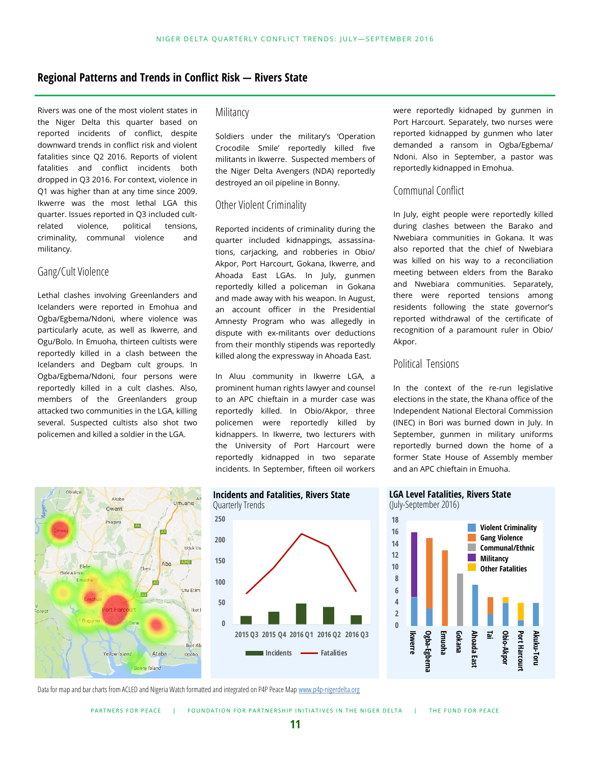## Regional Patterns and Trends in Conflict Risk — Rivers State

Rivers was one of the most violent states in the Niger Delta this quarter based on reported incidents of conflict, despite downward trends in conflict risk and violent fatalities since Q2 2016. Reports of violent fatalities and conflict incidents both dropped in Q3 2016. For context, violence in Q1 was higher than at any time since 2009. Ikwerre was the most lethal LGA this quarter. Issues reported in Q3 included cult-related violence, political tensions, criminality, communal violence and militancy.

### Gang/Cult Violence

Lethal clashes involving Greenlanders and Icelanders were reported in Emohua and Ogba/Egbema/Ndoni, where violence was particularly acute, as well as Ikwerre, and Ogu/Bolo. In Emuoha, thirteen cultists were reportedly killed in a clash between the Icelanders and Degbam cult groups. In Ogba/Egbema/Ndoni, four persons were reportedly killed in a cult clashes. Also, members of the Greenlanders group attacked two communities in the LGA, killing several. Suspected cultists also shot two policemen and killed a soldier in the LGA.

### Militancy

Soldiers under the military's 'Operation Crocodile Smile' reportedly killed five militants in Ikwerre. Suspected members of the Niger Delta Avengers (NDA) reportedly destroyed an oil pipeline in Bonny.

### Other Violent Criminality

Reported incidents of criminality during the quarter included kidnappings, assassinations, carjacking, and robberies in Obio/Akpor, Port Harcourt, Gokana, Ikwerre, and Ahoada East LGAs. In July, gunmen reportedly killed a policeman in Gokana and made away with his weapon. In August, an account officer in the Presidential Amnesty Program who was allegedly in dispute with ex-militants over deductions from their monthly stipends was reportedly killed along the expressway in Ahoada East.

In Aluu community in Ikwerre LGA, a prominent human rights lawyer and counsel to an APC chieftain in a murder case was reportedly killed. In Obio/Akpor, three policemen were reportedly killed by kidnappers. In Ikwerre, two lecturers with the University of Port Harcourt were reportedly kidnapped in two separate incidents. In September, fifteen oil workers were reportedly kidnaped by gunmen in Port Harcourt. Separately, two nurses were reported kidnapped by gunmen who later demanded a ransom in Ogba/Egbema/Ndoni. Also in September, a pastor was reportedly kidnapped in Emohua.

### Communal Conflict

In July, eight people were reportedly killed during clashes between the Barako and Nwebiara communities in Gokana. It was also reported that the chief of Nwebiara was killed on his way to a reconciliation meeting between elders from the Barako and Nwebiara communities. Separately, there were reported tensions among residents following the state governor's reported withdrawal of the certificate of recognition of a paramount ruler in Obio/Akpor.

### Political Tensions

In the context of the re-run legislative elections in the state, the Khana office of the Independent National Electoral Commission (INEC) in Bori was burned down in July. In September, gunmen in military uniforms reportedly burned down the home of a former State House of Assembly member and an APC chieftain in Emuoha.

**Incidents and Fatalities, Rivers State**
Quarterly Trends

**LGA Level Fatalities, Rivers State**
(July-September 2016)

Data for map and bar charts from ACLED and Nigeria Watch formatted and integrated on P4P Peace Map www.p4p-nigerdelta.org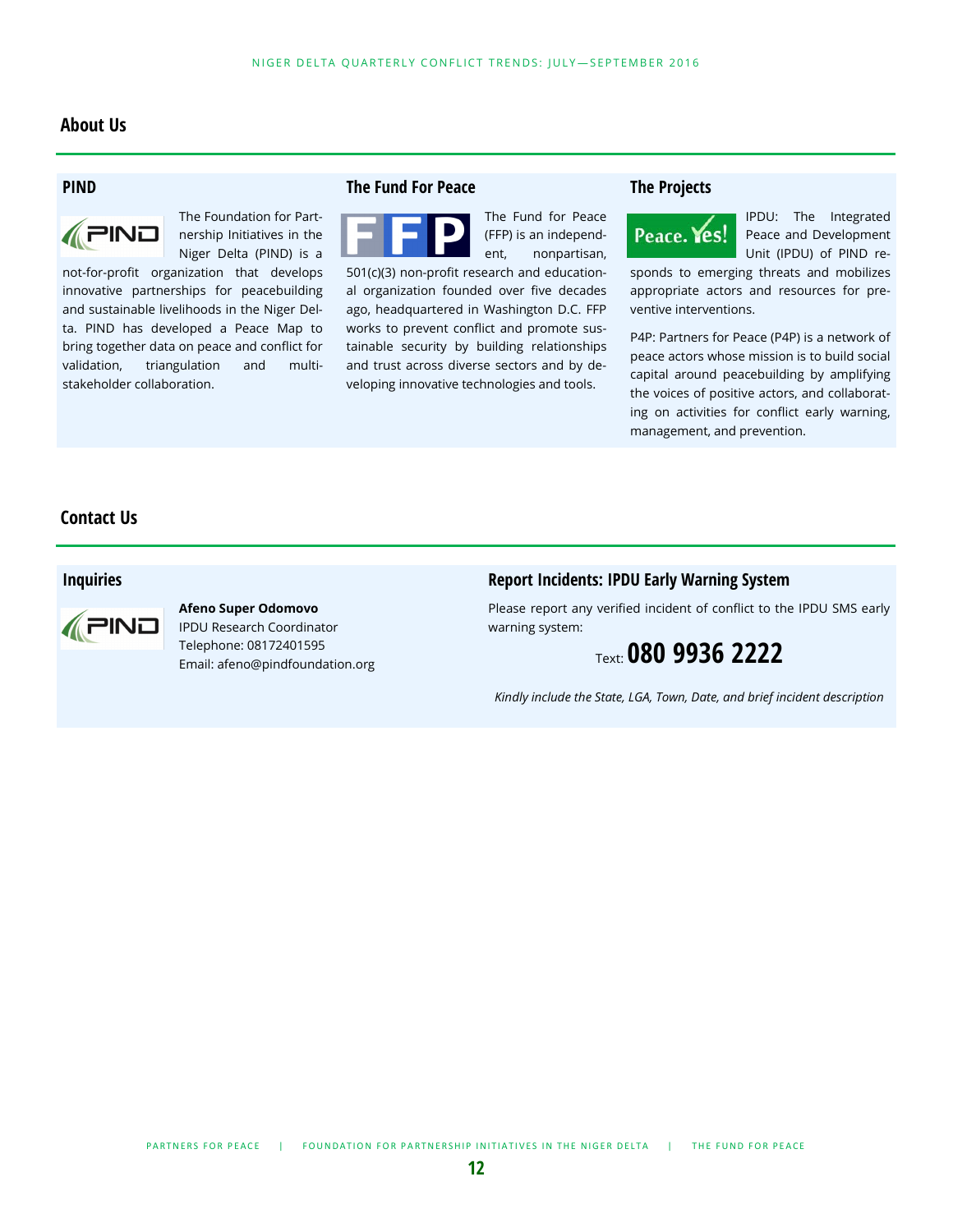## About Us

### PIND

The Foundation for Partnership Initiatives in the Niger Delta (PIND) is a not-for-profit organization that develops innovative partnerships for peacebuilding and sustainable livelihoods in the Niger Delta. PIND has developed a Peace Map to bring together data on peace and conflict for validation, triangulation and multi-stakeholder collaboration.

### The Fund For Peace

The Fund for Peace (FFP) is an independent, nonpartisan, 501(c)(3) non-profit research and educational organization founded over five decades ago, headquartered in Washington D.C. FFP works to prevent conflict and promote sustainable security by building relationships and trust across diverse sectors and by developing innovative technologies and tools.

### The Projects

IPDU: The Integrated Peace and Development Unit (IPDU) of PIND responds to emerging threats and mobilizes appropriate actors and resources for preventive interventions.

P4P: Partners for Peace (P4P) is a network of peace actors whose mission is to build social capital around peacebuilding by amplifying the voices of positive actors, and collaborating on activities for conflict early warning, management, and prevention.

## Contact Us

### Inquiries

**Afeno Super Odomovo**
IPDU Research Coordinator
Telephone: 08172401595
Email: afeno@pindfoundation.org

### Report Incidents: IPDU Early Warning System

Please report any verified incident of conflict to the IPDU SMS early warning system:

Text: **080 9936 2222**

*Kindly include the State, LGA, Town, Date, and brief incident description*